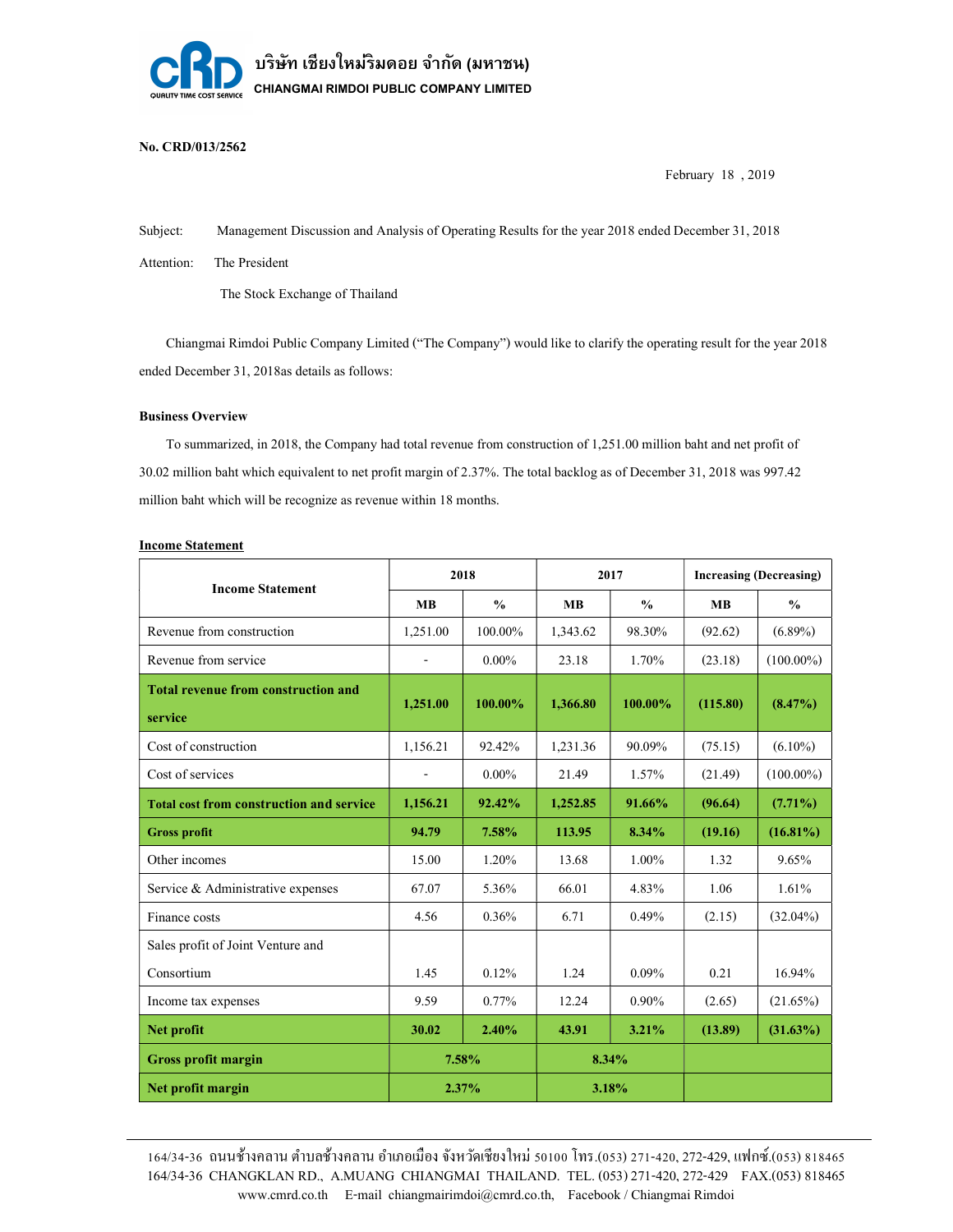บริษัท เชียงใหม่ริมดอย จำกัด (มหาชน)

CHIANGMAI RIMDOI PUBLIC COMPANY LIMITED

**No. CRD/013/2562**

February 18 , 2019

Subject: Management Discussion and Analysis of Operating Results for the year 2018 ended December 31, 2018

Attention: The President

The Stock Exchange of Thailand

Chiangmai Rimdoi Public Company Limited ("The Company") would like to clarify the operating result for the year 2018 ended December 31, 2018as details as follows:

**Business Overview**

To summarized, in 2018, the Company had total revenue from construction of 1,251.00 million baht and net profit of 30.02 million baht which equivalent to net profit margin of 2.37%. The total backlog as of December 31, 2018 was 997.42 million baht which will be recognize as revenue within 18 months.

**Income Statement**

| Income Statement | 2018 | | 2017 | | Increasing (Decreasing) | |
|---|---|---|---|---|---|---|
| | MB | % | MB | % | MB | % |
| Revenue from construction | 1,251.00 | 100.00% | 1,343.62 | 98.30% | (92.62) | (6.89%) |
| Revenue from service | - | 0.00% | 23.18 | 1.70% | (23.18) | (100.00%) |
| **Total revenue from construction and service** | **1,251.00** | **100.00%** | **1,366.80** | **100.00%** | **(115.80)** | **(8.47%)** |
| Cost of construction | 1,156.21 | 92.42% | 1,231.36 | 90.09% | (75.15) | (6.10%) |
| Cost of services | - | 0.00% | 21.49 | 1.57% | (21.49) | (100.00%) |
| **Total cost from construction and service** | **1,156.21** | **92.42%** | **1,252.85** | **91.66%** | **(96.64)** | **(7.71%)** |
| **Gross profit** | **94.79** | **7.58%** | **113.95** | **8.34%** | **(19.16)** | **(16.81%)** |
| Other incomes | 15.00 | 1.20% | 13.68 | 1.00% | 1.32 | 9.65% |
| Service & Administrative expenses | 67.07 | 5.36% | 66.01 | 4.83% | 1.06 | 1.61% |
| Finance costs | 4.56 | 0.36% | 6.71 | 0.49% | (2.15) | (32.04%) |
| Sales profit of Joint Venture and Consortium | 1.45 | 0.12% | 1.24 | 0.09% | 0.21 | 16.94% |
| Income tax expenses | 9.59 | 0.77% | 12.24 | 0.90% | (2.65) | (21.65%) |
| **Net profit** | **30.02** | **2.40%** | **43.91** | **3.21%** | **(13.89)** | **(31.63%)** |
| **Gross profit margin** | **7.58%** | | **8.34%** | | | |
| **Net profit margin** | **2.37%** | | **3.18%** | | | |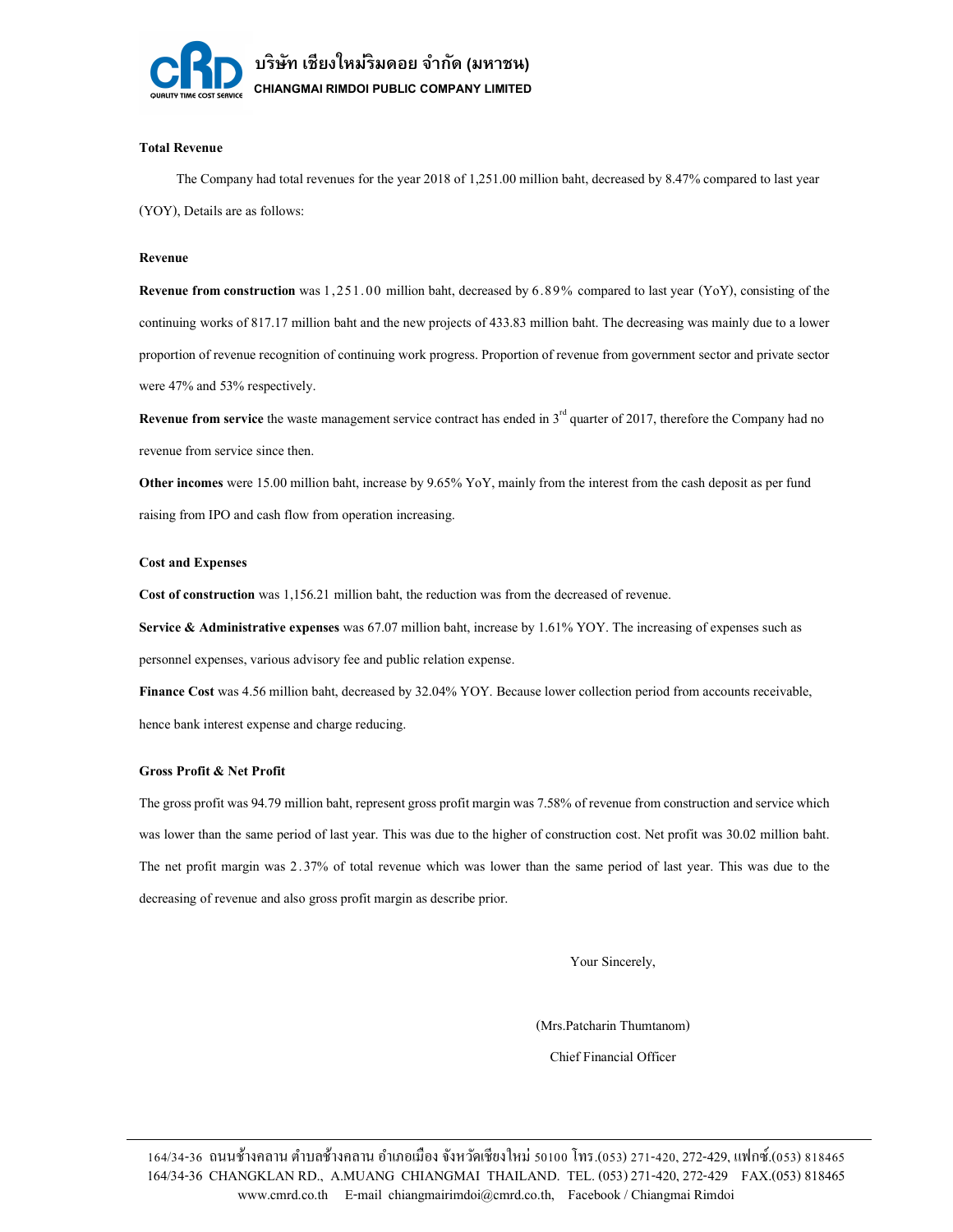### Total Revenue

The Company had total revenues for the year 2018 of 1,251.00 million baht, decreased by 8.47% compared to last year (YOY), Details are as follows:

### Revenue

**Revenue from construction** was 1,251.00 million baht, decreased by 6.89% compared to last year (YoY), consisting of the continuing works of 817.17 million baht and the new projects of 433.83 million baht. The decreasing was mainly due to a lower proportion of revenue recognition of continuing work progress. Proportion of revenue from government sector and private sector were 47% and 53% respectively.

**Revenue from service** the waste management service contract has ended in 3rd quarter of 2017, therefore the Company had no revenue from service since then.

**Other incomes** were 15.00 million baht, increase by 9.65% YoY, mainly from the interest from the cash deposit as per fund raising from IPO and cash flow from operation increasing.

### Cost and Expenses

**Cost of construction** was 1,156.21 million baht, the reduction was from the decreased of revenue.

**Service & Administrative expenses** was 67.07 million baht, increase by 1.61% YOY. The increasing of expenses such as personnel expenses, various advisory fee and public relation expense.

**Finance Cost** was 4.56 million baht, decreased by 32.04% YOY. Because lower collection period from accounts receivable, hence bank interest expense and charge reducing.

### Gross Profit & Net Profit

The gross profit was 94.79 million baht, represent gross profit margin was 7.58% of revenue from construction and service which was lower than the same period of last year. This was due to the higher of construction cost. Net profit was 30.02 million baht. The net profit margin was 2.37% of total revenue which was lower than the same period of last year. This was due to the decreasing of revenue and also gross profit margin as describe prior.

Your Sincerely,

(Mrs.Patcharin Thumtanom)

Chief Financial Officer